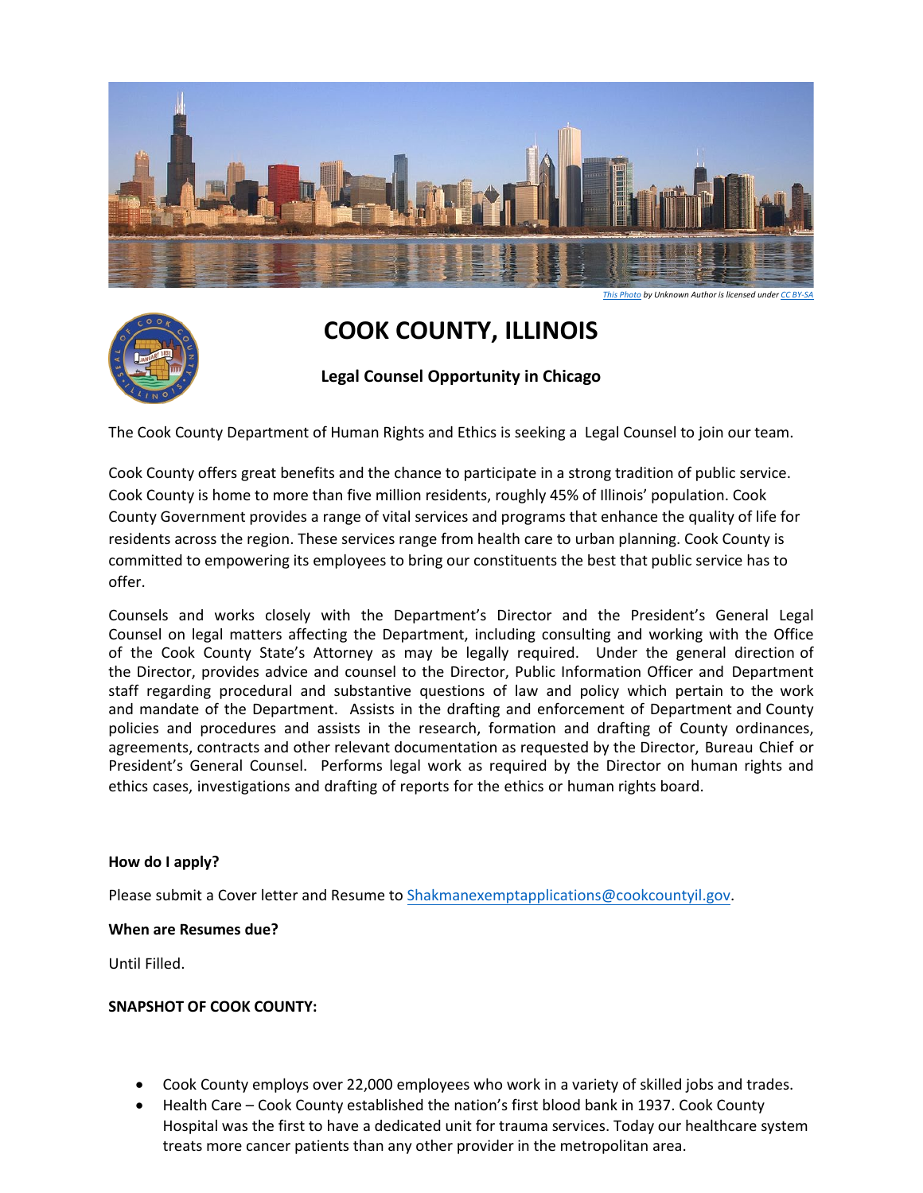*[This Photo](#) by Unknown Author is licensed under [CC BY-SA](#)*

# COOK COUNTY, ILLINOIS

**Legal Counsel Opportunity in Chicago**

The Cook County Department of Human Rights and Ethics is seeking a Legal Counsel to join our team.

Cook County offers great benefits and the chance to participate in a strong tradition of public service. Cook County is home to more than five million residents, roughly 45% of Illinois' population. Cook County Government provides a range of vital services and programs that enhance the quality of life for residents across the region. These services range from health care to urban planning. Cook County is committed to empowering its employees to bring our constituents the best that public service has to offer.

Counsels and works closely with the Department's Director and the President's General Legal Counsel on legal matters affecting the Department, including consulting and working with the Office of the Cook County State's Attorney as may be legally required. Under the general direction of the Director, provides advice and counsel to the Director, Public Information Officer and Department staff regarding procedural and substantive questions of law and policy which pertain to the work and mandate of the Department. Assists in the drafting and enforcement of Department and County policies and procedures and assists in the research, formation and drafting of County ordinances, agreements, contracts and other relevant documentation as requested by the Director, Bureau Chief or President's General Counsel. Performs legal work as required by the Director on human rights and ethics cases, investigations and drafting of reports for the ethics or human rights board.

**How do I apply?**

Please submit a Cover letter and Resume to [Shakmanexemptapplications@cookcountyil.gov](mailto:Shakmanexemptapplications@cookcountyil.gov).

**When are Resumes due?**

Until Filled.

**SNAPSHOT OF COOK COUNTY:**

- Cook County employs over 22,000 employees who work in a variety of skilled jobs and trades.
- Health Care – Cook County established the nation's first blood bank in 1937. Cook County Hospital was the first to have a dedicated unit for trauma services. Today our healthcare system treats more cancer patients than any other provider in the metropolitan area.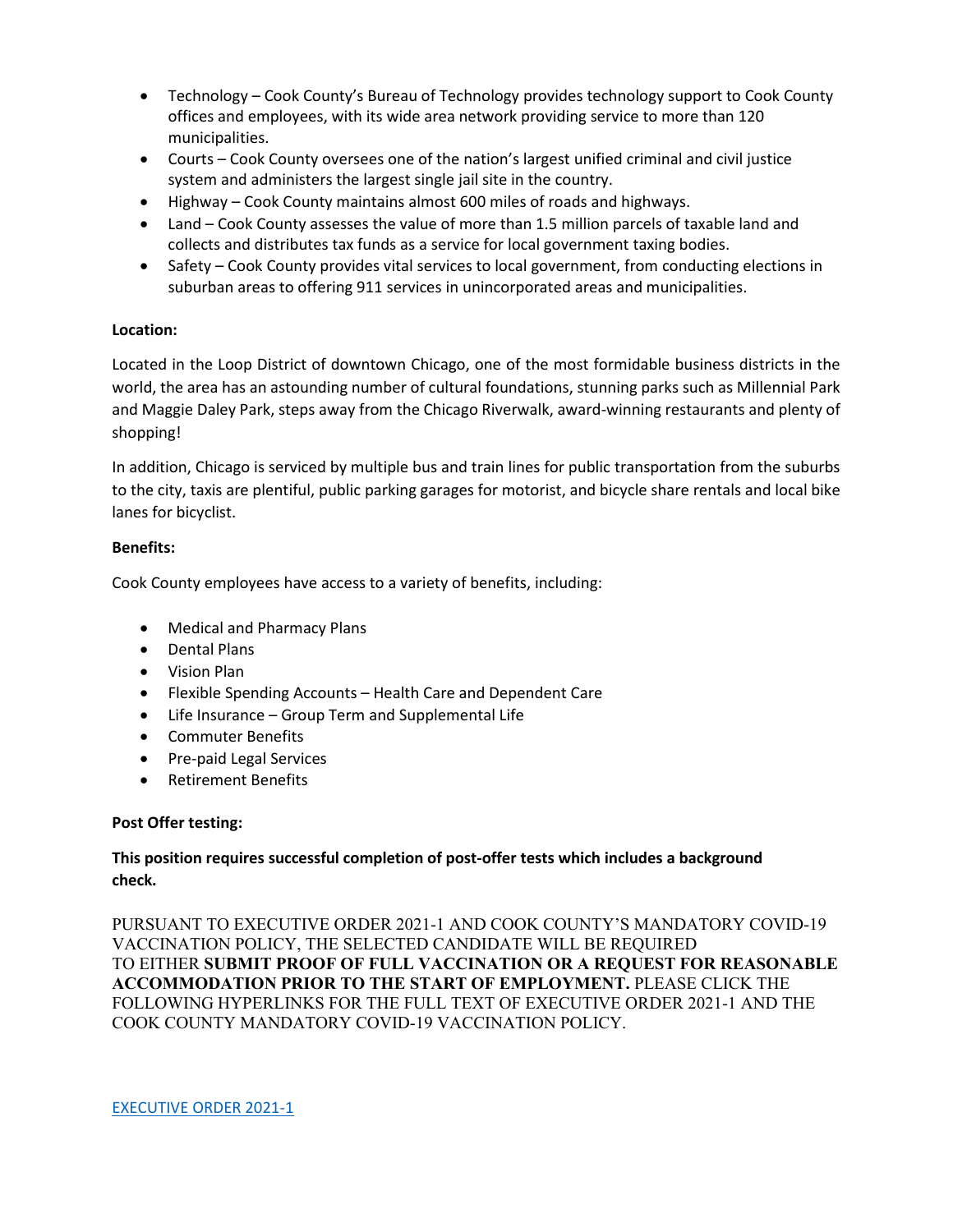- Technology – Cook County's Bureau of Technology provides technology support to Cook County offices and employees, with its wide area network providing service to more than 120 municipalities.
- Courts – Cook County oversees one of the nation's largest unified criminal and civil justice system and administers the largest single jail site in the country.
- Highway – Cook County maintains almost 600 miles of roads and highways.
- Land – Cook County assesses the value of more than 1.5 million parcels of taxable land and collects and distributes tax funds as a service for local government taxing bodies.
- Safety – Cook County provides vital services to local government, from conducting elections in suburban areas to offering 911 services in unincorporated areas and municipalities.

**Location:**

Located in the Loop District of downtown Chicago, one of the most formidable business districts in the world, the area has an astounding number of cultural foundations, stunning parks such as Millennial Park and Maggie Daley Park, steps away from the Chicago Riverwalk, award-winning restaurants and plenty of shopping!

In addition, Chicago is serviced by multiple bus and train lines for public transportation from the suburbs to the city, taxis are plentiful, public parking garages for motorist, and bicycle share rentals and local bike lanes for bicyclist.

**Benefits:**

Cook County employees have access to a variety of benefits, including:

- Medical and Pharmacy Plans
- Dental Plans
- Vision Plan
- Flexible Spending Accounts – Health Care and Dependent Care
- Life Insurance – Group Term and Supplemental Life
- Commuter Benefits
- Pre-paid Legal Services
- Retirement Benefits

**Post Offer testing:**

**This position requires successful completion of post-offer tests which includes a background check.**

PURSUANT TO EXECUTIVE ORDER 2021-1 AND COOK COUNTY'S MANDATORY COVID-19 VACCINATION POLICY, THE SELECTED CANDIDATE WILL BE REQUIRED TO EITHER **SUBMIT PROOF OF FULL VACCINATION OR A REQUEST FOR REASONABLE ACCOMMODATION PRIOR TO THE START OF EMPLOYMENT.** PLEASE CLICK THE FOLLOWING HYPERLINKS FOR THE FULL TEXT OF EXECUTIVE ORDER 2021-1 AND THE COOK COUNTY MANDATORY COVID-19 VACCINATION POLICY.

EXECUTIVE ORDER 2021-1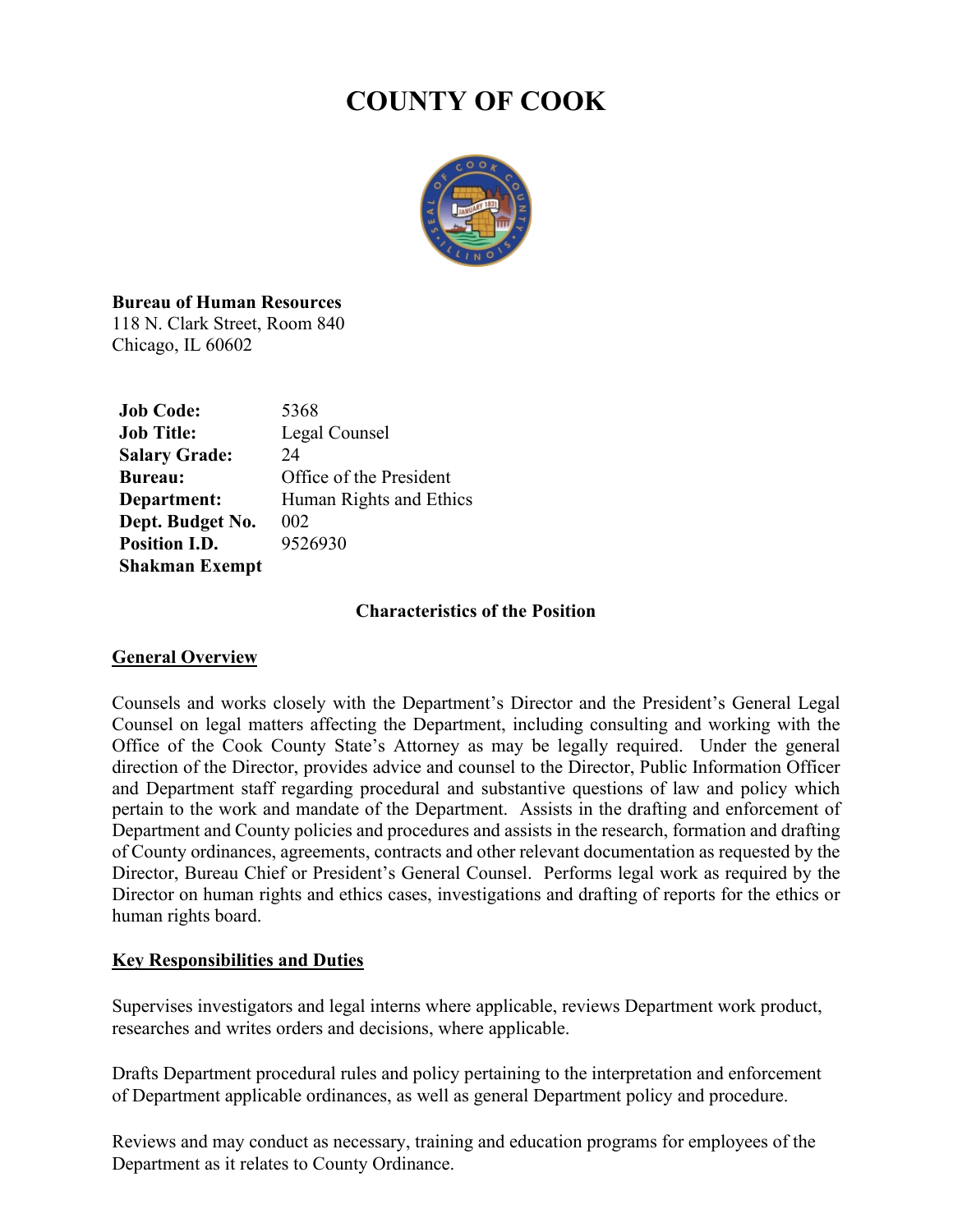# COUNTY OF COOK

**Bureau of Human Resources**
118 N. Clark Street, Room 840
Chicago, IL 60602

| | |
|---|---|
| **Job Code:** | 5368 |
| **Job Title:** | Legal Counsel |
| **Salary Grade:** | 24 |
| **Bureau:** | Office of the President |
| **Department:** | Human Rights and Ethics |
| **Dept. Budget No.** | 002 |
| **Position I.D.** | 9526930 |
| **Shakman Exempt** | |

### Characteristics of the Position

## General Overview

Counsels and works closely with the Department's Director and the President's General Legal Counsel on legal matters affecting the Department, including consulting and working with the Office of the Cook County State's Attorney as may be legally required. Under the general direction of the Director, provides advice and counsel to the Director, Public Information Officer and Department staff regarding procedural and substantive questions of law and policy which pertain to the work and mandate of the Department. Assists in the drafting and enforcement of Department and County policies and procedures and assists in the research, formation and drafting of County ordinances, agreements, contracts and other relevant documentation as requested by the Director, Bureau Chief or President's General Counsel. Performs legal work as required by the Director on human rights and ethics cases, investigations and drafting of reports for the ethics or human rights board.

## Key Responsibilities and Duties

Supervises investigators and legal interns where applicable, reviews Department work product, researches and writes orders and decisions, where applicable.

Drafts Department procedural rules and policy pertaining to the interpretation and enforcement of Department applicable ordinances, as well as general Department policy and procedure.

Reviews and may conduct as necessary, training and education programs for employees of the Department as it relates to County Ordinance.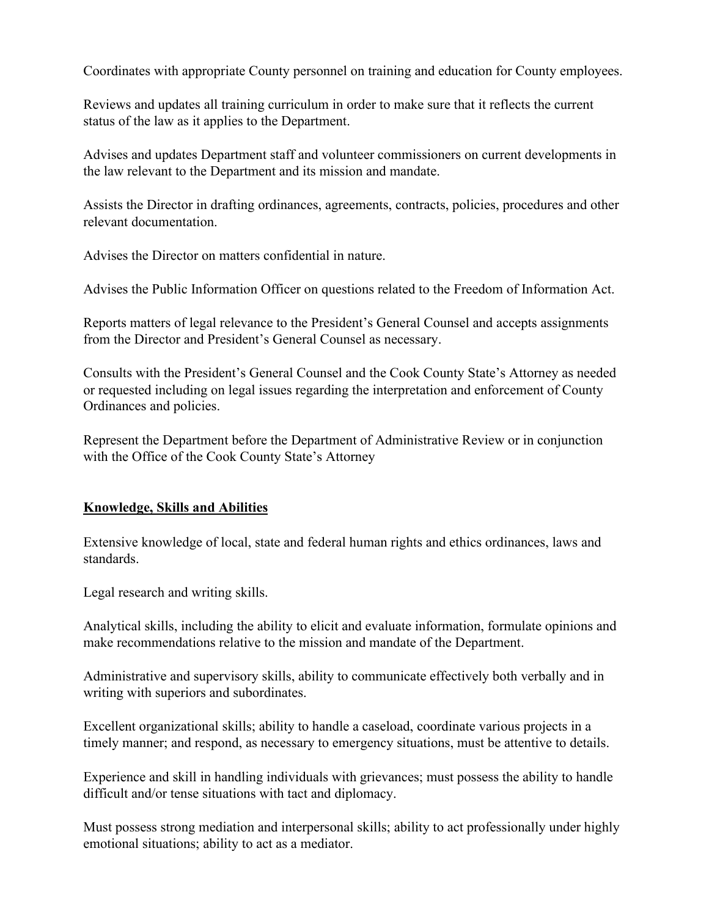Coordinates with appropriate County personnel on training and education for County employees.

Reviews and updates all training curriculum in order to make sure that it reflects the current status of the law as it applies to the Department.

Advises and updates Department staff and volunteer commissioners on current developments in the law relevant to the Department and its mission and mandate.

Assists the Director in drafting ordinances, agreements, contracts, policies, procedures and other relevant documentation.

Advises the Director on matters confidential in nature.

Advises the Public Information Officer on questions related to the Freedom of Information Act.

Reports matters of legal relevance to the President's General Counsel and accepts assignments from the Director and President's General Counsel as necessary.

Consults with the President's General Counsel and the Cook County State's Attorney as needed or requested including on legal issues regarding the interpretation and enforcement of County Ordinances and policies.

Represent the Department before the Department of Administrative Review or in conjunction with the Office of the Cook County State's Attorney

**<u>Knowledge, Skills and Abilities</u>**

Extensive knowledge of local, state and federal human rights and ethics ordinances, laws and standards.

Legal research and writing skills.

Analytical skills, including the ability to elicit and evaluate information, formulate opinions and make recommendations relative to the mission and mandate of the Department.

Administrative and supervisory skills, ability to communicate effectively both verbally and in writing with superiors and subordinates.

Excellent organizational skills; ability to handle a caseload, coordinate various projects in a timely manner; and respond, as necessary to emergency situations, must be attentive to details.

Experience and skill in handling individuals with grievances; must possess the ability to handle difficult and/or tense situations with tact and diplomacy.

Must possess strong mediation and interpersonal skills; ability to act professionally under highly emotional situations; ability to act as a mediator.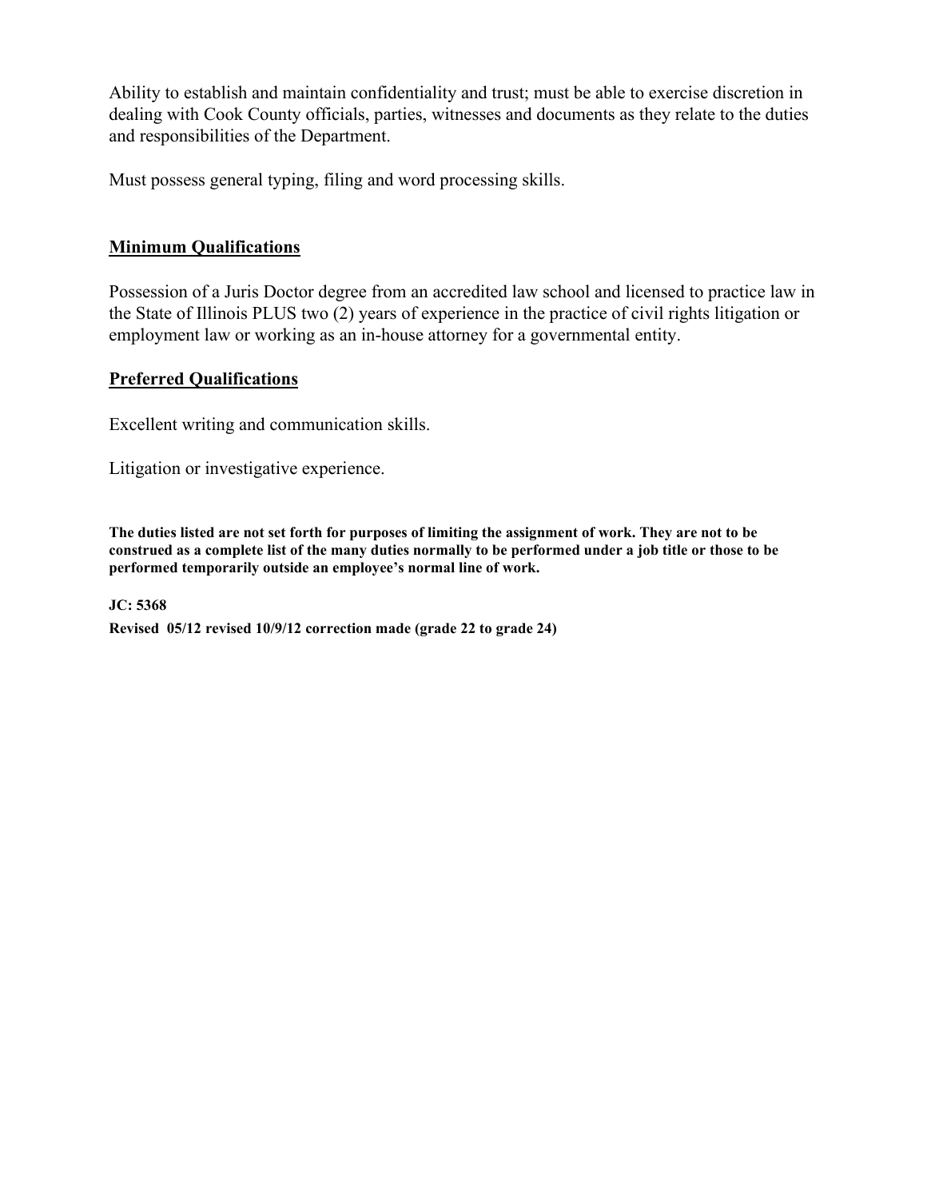Ability to establish and maintain confidentiality and trust; must be able to exercise discretion in dealing with Cook County officials, parties, witnesses and documents as they relate to the duties and responsibilities of the Department.

Must possess general typing, filing and word processing skills.

## Minimum Qualifications

Possession of a Juris Doctor degree from an accredited law school and licensed to practice law in the State of Illinois PLUS two (2) years of experience in the practice of civil rights litigation or employment law or working as an in-house attorney for a governmental entity.

## Preferred Qualifications

Excellent writing and communication skills.

Litigation or investigative experience.

**The duties listed are not set forth for purposes of limiting the assignment of work. They are not to be construed as a complete list of the many duties normally to be performed under a job title or those to be performed temporarily outside an employee's normal line of work.**

**JC: 5368**

**Revised 05/12 revised 10/9/12 correction made (grade 22 to grade 24)**